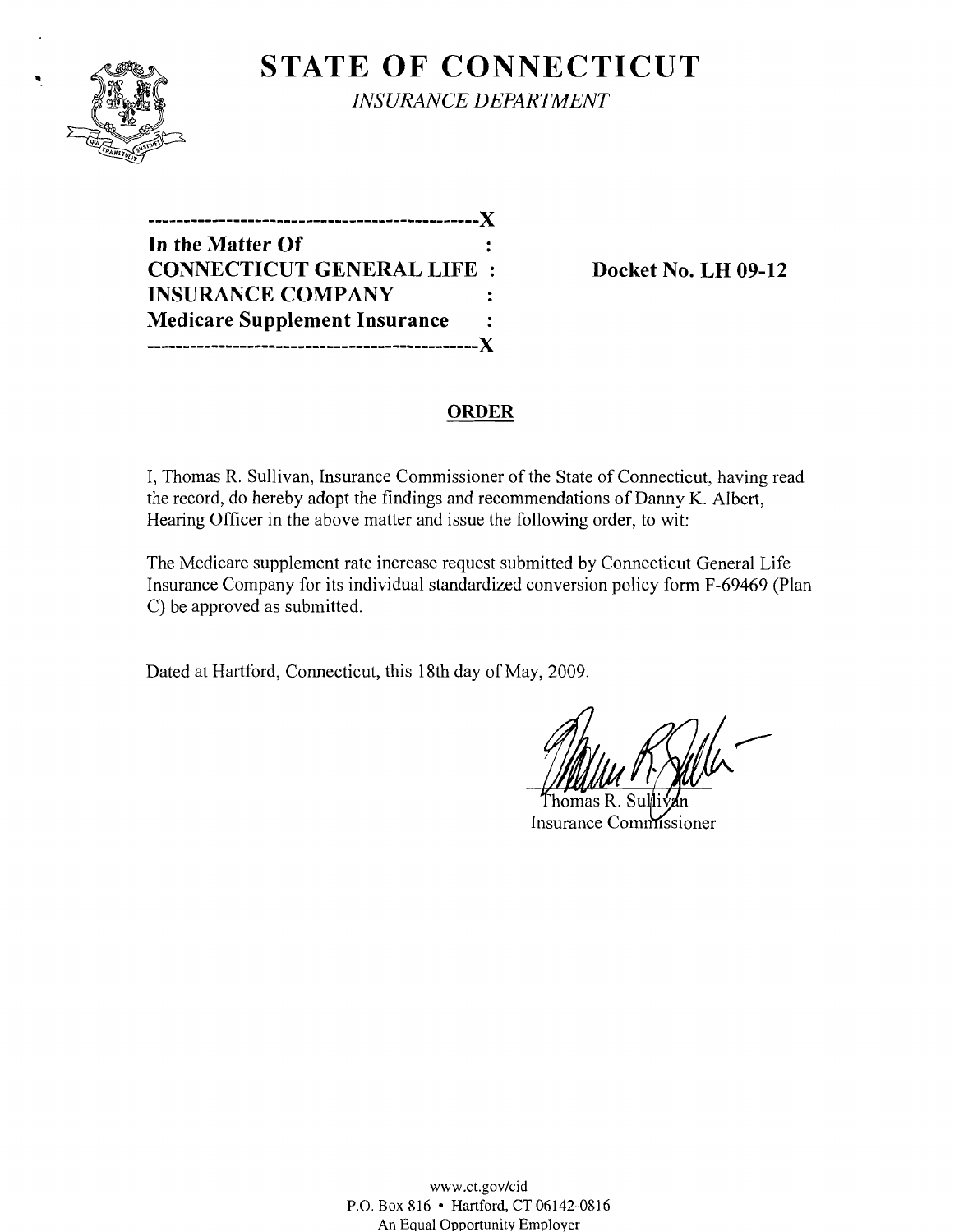# STATE OF CONNECTICUT

*INSURANCE DEPARTMENT*

```
----------------------------------------------X
In the Matter Of                              :
CONNECTICUT GENERAL LIFE                      :
INSURANCE COMPANY                             :
Medicare Supplement Insurance                 :
----------------------------------------------X
```

**Docket No. LH 09-12**

## ORDER

I, Thomas R. Sullivan, Insurance Commissioner of the State of Connecticut, having read the record, do hereby adopt the findings and recommendations of Danny K. Albert, Hearing Officer in the above matter and issue the following order, to wit:

The Medicare supplement rate increase request submitted by Connecticut General Life Insurance Company for its individual standardized conversion policy form F-69469 (Plan C) be approved as submitted.

Dated at Hartford, Connecticut, this 18th day of May, 2009.

Thomas R. Sullivan
Insurance Commissioner

www.ct.gov/cid
P.O. Box 816 • Hartford, CT 06142-0816
An Equal Opportunity Employer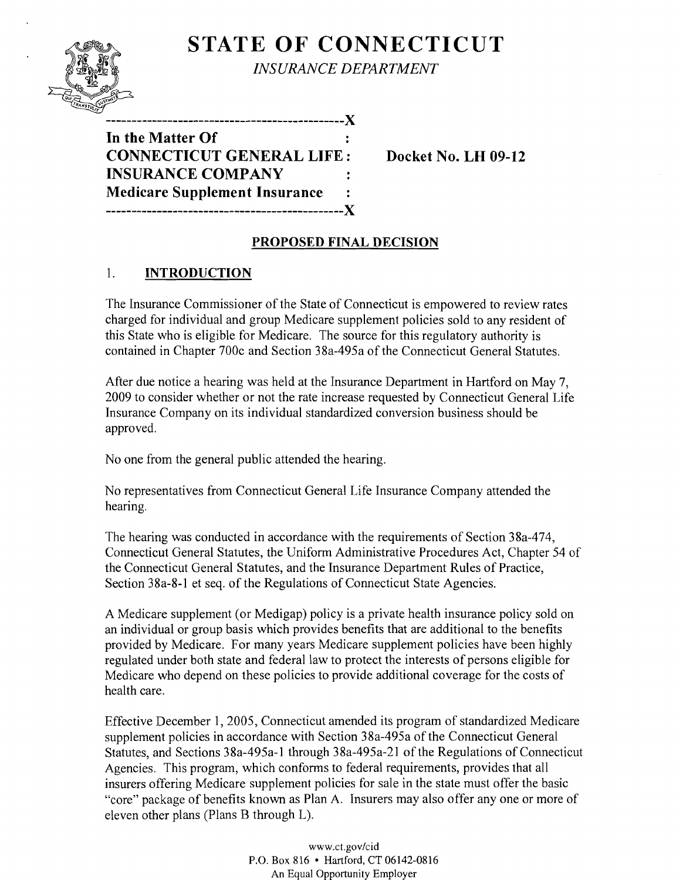# STATE OF CONNECTICUT

*INSURANCE DEPARTMENT*

```
-----------------------------------------------X
In the Matter Of                              :
CONNECTICUT GENERAL LIFE  :        Docket No. LH 09-12
INSURANCE COMPANY                   :
Medicare Supplement Insurance     :
-----------------------------------------------X
```

## PROPOSED FINAL DECISION

### 1. INTRODUCTION

The Insurance Commissioner of the State of Connecticut is empowered to review rates charged for individual and group Medicare supplement policies sold to any resident of this State who is eligible for Medicare. The source for this regulatory authority is contained in Chapter 700c and Section 38a-495a of the Connecticut General Statutes.

After due notice a hearing was held at the Insurance Department in Hartford on May 7, 2009 to consider whether or not the rate increase requested by Connecticut General Life Insurance Company on its individual standardized conversion business should be approved.

No one from the general public attended the hearing.

No representatives from Connecticut General Life Insurance Company attended the hearing.

The hearing was conducted in accordance with the requirements of Section 38a-474, Connecticut General Statutes, the Uniform Administrative Procedures Act, Chapter 54 of the Connecticut General Statutes, and the Insurance Department Rules of Practice, Section 38a-8-1 et seq. of the Regulations of Connecticut State Agencies.

A Medicare supplement (or Medigap) policy is a private health insurance policy sold on an individual or group basis which provides benefits that are additional to the benefits provided by Medicare. For many years Medicare supplement policies have been highly regulated under both state and federal law to protect the interests of persons eligible for Medicare who depend on these policies to provide additional coverage for the costs of health care.

Effective December 1, 2005, Connecticut amended its program of standardized Medicare supplement policies in accordance with Section 38a-495a of the Connecticut General Statutes, and Sections 38a-495a-1 through 38a-495a-21 of the Regulations of Connecticut Agencies. This program, which conforms to federal requirements, provides that all insurers offering Medicare supplement policies for sale in the state must offer the basic "core" package of benefits known as Plan A. Insurers may also offer any one or more of eleven other plans (Plans B through L).

www.ct.gov/cid
P.O. Box 816 • Hartford, CT 06142-0816
An Equal Opportunity Employer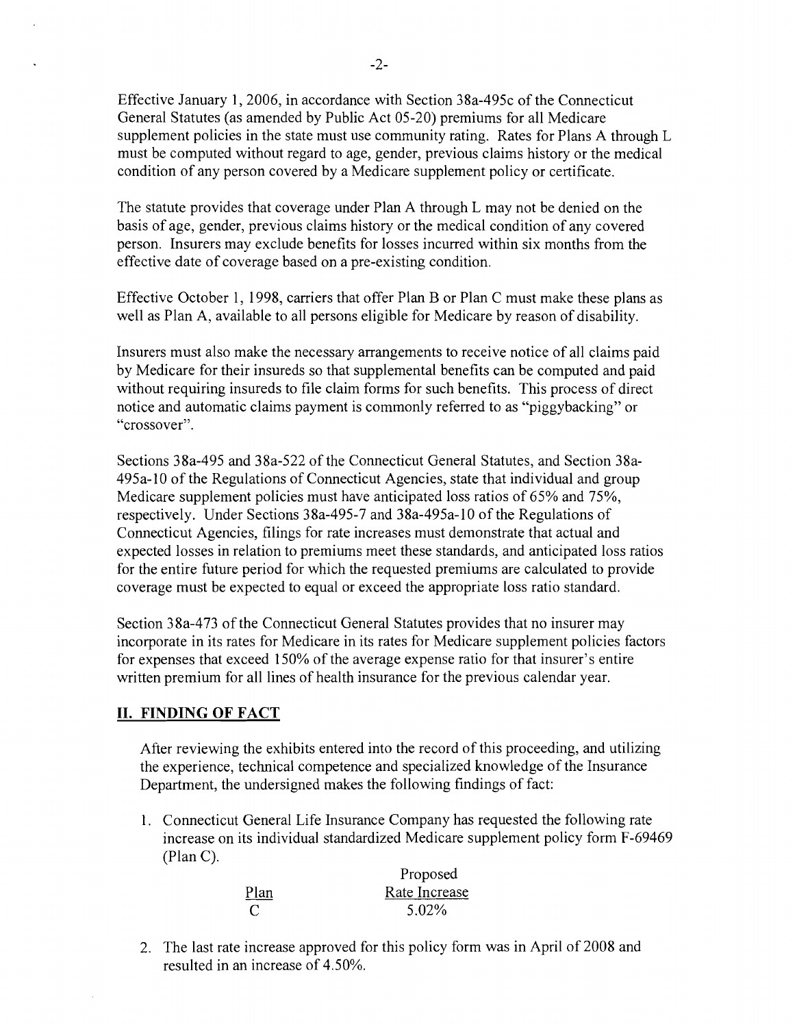Effective January 1, 2006, in accordance with Section 38a-495c of the Connecticut General Statutes (as amended by Public Act 05-20) premiums for all Medicare supplement policies in the state must use community rating. Rates for Plans A through L must be computed without regard to age, gender, previous claims history or the medical condition of any person covered by a Medicare supplement policy or certificate.

The statute provides that coverage under Plan A through L may not be denied on the basis of age, gender, previous claims history or the medical condition of any covered person. Insurers may exclude benefits for losses incurred within six months from the effective date of coverage based on a pre-existing condition.

Effective October 1, 1998, carriers that offer Plan B or Plan C must make these plans as well as Plan A, available to all persons eligible for Medicare by reason of disability.

Insurers must also make the necessary arrangements to receive notice of all claims paid by Medicare for their insureds so that supplemental benefits can be computed and paid without requiring insureds to file claim forms for such benefits. This process of direct notice and automatic claims payment is commonly referred to as "piggybacking" or "crossover".

Sections 38a-495 and 38a-522 of the Connecticut General Statutes, and Section 38a-495a-10 of the Regulations of Connecticut Agencies, state that individual and group Medicare supplement policies must have anticipated loss ratios of 65% and 75%, respectively. Under Sections 38a-495-7 and 38a-495a-10 of the Regulations of Connecticut Agencies, filings for rate increases must demonstrate that actual and expected losses in relation to premiums meet these standards, and anticipated loss ratios for the entire future period for which the requested premiums are calculated to provide coverage must be expected to equal or exceed the appropriate loss ratio standard.

Section 38a-473 of the Connecticut General Statutes provides that no insurer may incorporate in its rates for Medicare in its rates for Medicare supplement policies factors for expenses that exceed 150% of the average expense ratio for that insurer's entire written premium for all lines of health insurance for the previous calendar year.

## II. FINDING OF FACT

After reviewing the exhibits entered into the record of this proceeding, and utilizing the experience, technical competence and specialized knowledge of the Insurance Department, the undersigned makes the following findings of fact:

1. Connecticut General Life Insurance Company has requested the following rate increase on its individual standardized Medicare supplement policy form F-69469 (Plan C).

| Plan | Proposed Rate Increase |
|---|---|
| C | 5.02% |

2. The last rate increase approved for this policy form was in April of 2008 and resulted in an increase of 4.50%.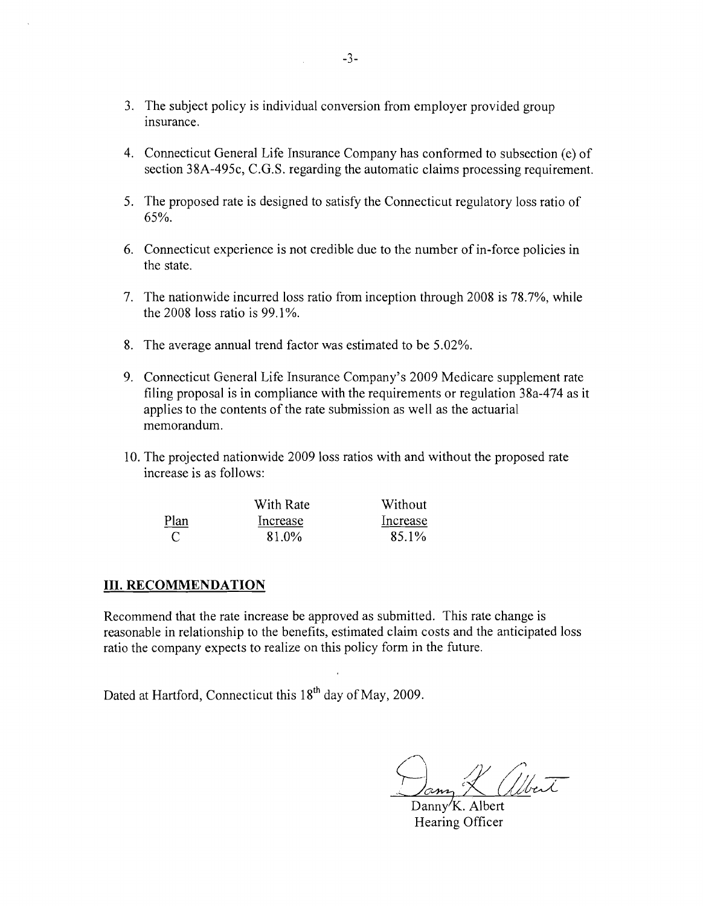3. The subject policy is individual conversion from employer provided group insurance.

4. Connecticut General Life Insurance Company has conformed to subsection (e) of section 38A-495c, C.G.S. regarding the automatic claims processing requirement.

5. The proposed rate is designed to satisfy the Connecticut regulatory loss ratio of 65%.

6. Connecticut experience is not credible due to the number of in-force policies in the state.

7. The nationwide incurred loss ratio from inception through 2008 is 78.7%, while the 2008 loss ratio is 99.1%.

8. The average annual trend factor was estimated to be 5.02%.

9. Connecticut General Life Insurance Company's 2009 Medicare supplement rate filing proposal is in compliance with the requirements or regulation 38a-474 as it applies to the contents of the rate submission as well as the actuarial memorandum.

10. The projected nationwide 2009 loss ratios with and without the proposed rate increase is as follows:

| Plan | With Rate Increase | Without Increase |
|---|---|---|
| C | 81.0% | 85.1% |

## III. RECOMMENDATION

Recommend that the rate increase be approved as submitted. This rate change is reasonable in relationship to the benefits, estimated claim costs and the anticipated loss ratio the company expects to realize on this policy form in the future.

Dated at Hartford, Connecticut this 18th day of May, 2009.

Danny K. Albert
Hearing Officer